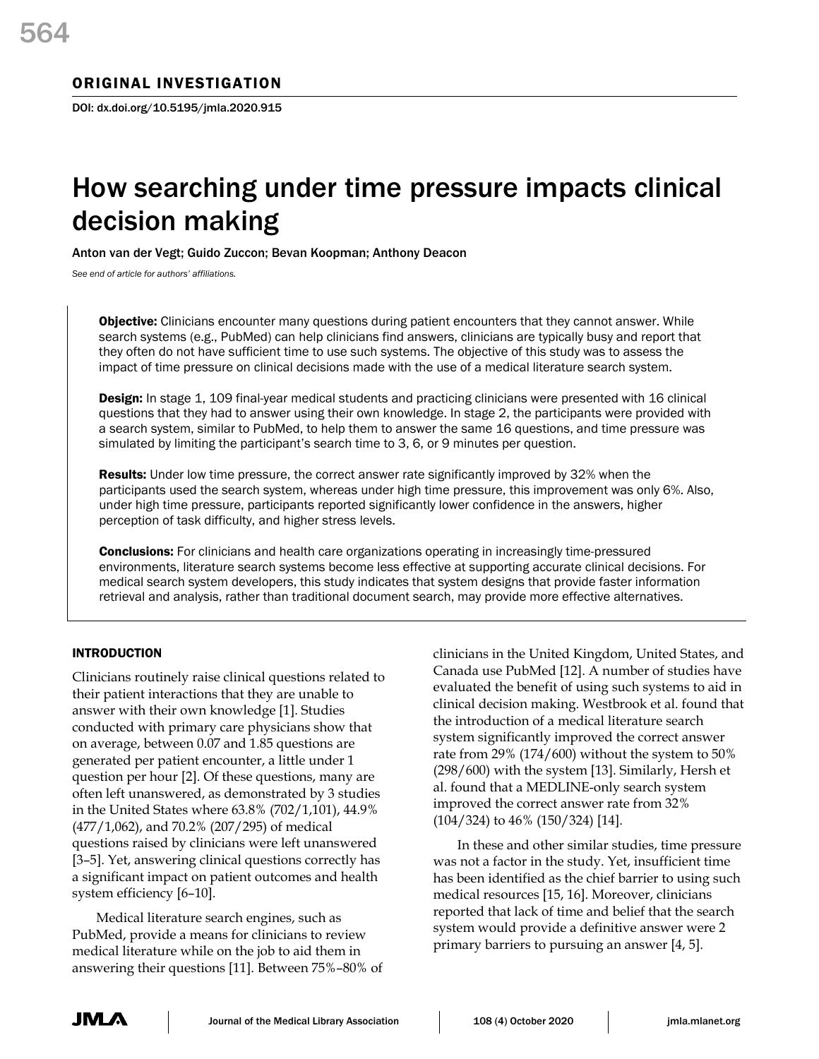ORIGINAL INVESTIGATION

DOI: dx.doi.org/10.5195/jmla.2020.915

# How searching under time pressure impacts clinical decision making

Anton van der Vegt; Guido Zuccon; Bevan Koopman; Anthony Deacon

*See end of article for authors' affiliations.*

**Objective:** Clinicians encounter many questions during patient encounters that they cannot answer. While search systems (e.g., PubMed) can help clinicians find answers, clinicians are typically busy and report that they often do not have sufficient time to use such systems. The objective of this study was to assess the impact of time pressure on clinical decisions made with the use of a medical literature search system.

**Design:** In stage 1, 109 final-year medical students and practicing clinicians were presented with 16 clinical questions that they had to answer using their own knowledge. In stage 2, the participants were provided with a search system, similar to PubMed, to help them to answer the same 16 questions, and time pressure was simulated by limiting the participant's search time to 3, 6, or 9 minutes per question.

**Results:** Under low time pressure, the correct answer rate significantly improved by 32% when the participants used the search system, whereas under high time pressure, this improvement was only 6%. Also, under high time pressure, participants reported significantly lower confidence in the answers, higher perception of task difficulty, and higher stress levels.

**Conclusions:** For clinicians and health care organizations operating in increasingly time-pressured environments, literature search systems become less effective at supporting accurate clinical decisions. For medical search system developers, this study indicates that system designs that provide faster information retrieval and analysis, rather than traditional document search, may provide more effective alternatives.

## INTRODUCTION

Clinicians routinely raise clinical questions related to their patient interactions that they are unable to answer with their own knowledge [1]. Studies conducted with primary care physicians show that on average, between 0.07 and 1.85 questions are generated per patient encounter, a little under 1 question per hour [2]. Of these questions, many are often left unanswered, as demonstrated by 3 studies in the United States where 63.8% (702/1,101), 44.9% (477/1,062), and 70.2% (207/295) of medical questions raised by clinicians were left unanswered [3–5]. Yet, answering clinical questions correctly has a significant impact on patient outcomes and health system efficiency [6–10].

Medical literature search engines, such as PubMed, provide a means for clinicians to review medical literature while on the job to aid them in answering their questions [11]. Between 75%–80% of clinicians in the United Kingdom, United States, and Canada use PubMed [12]. A number of studies have evaluated the benefit of using such systems to aid in clinical decision making. Westbrook et al. found that the introduction of a medical literature search system significantly improved the correct answer rate from 29% (174/600) without the system to 50% (298/600) with the system [13]. Similarly, Hersh et al. found that a MEDLINE-only search system improved the correct answer rate from 32% (104/324) to 46% (150/324) [14].

In these and other similar studies, time pressure was not a factor in the study. Yet, insufficient time has been identified as the chief barrier to using such medical resources [15, 16]. Moreover, clinicians reported that lack of time and belief that the search system would provide a definitive answer were 2 primary barriers to pursuing an answer [4, 5].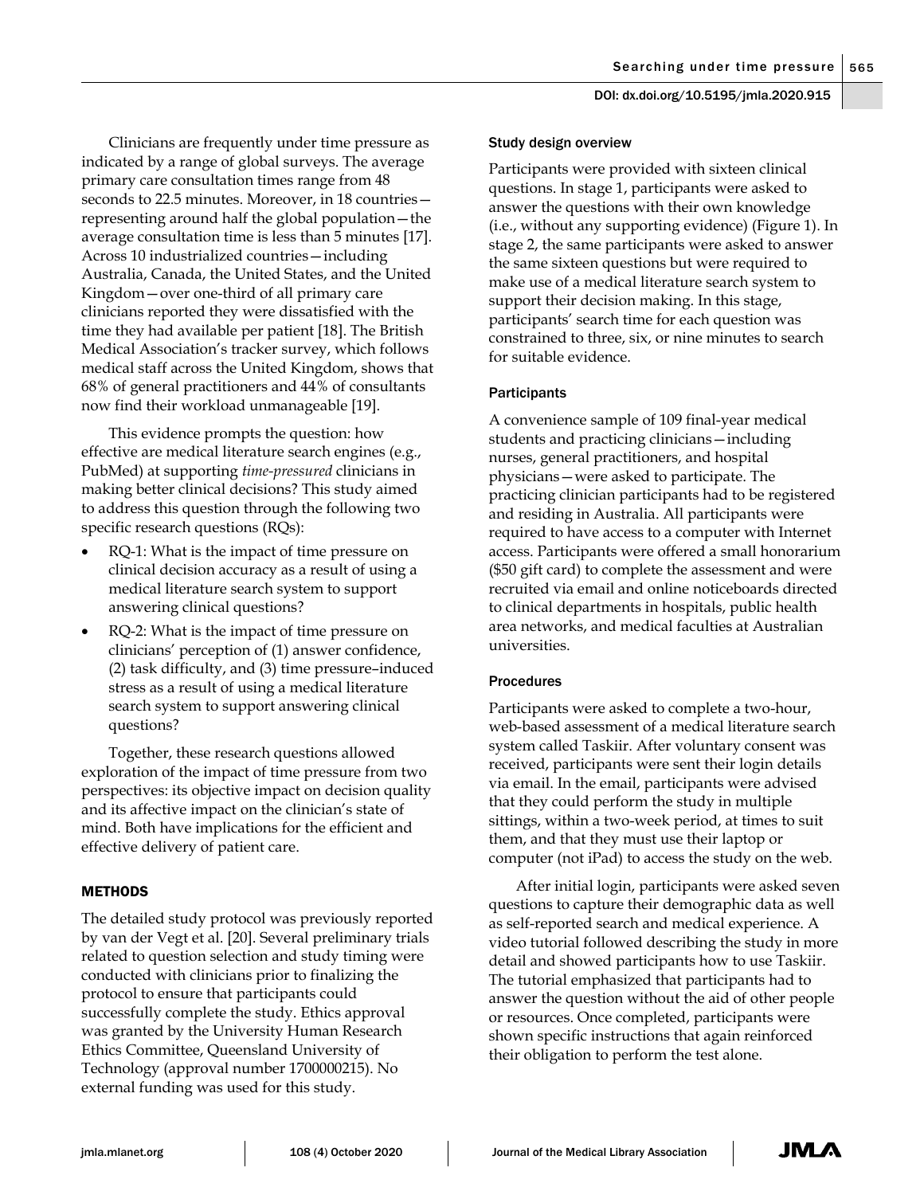Clinicians are frequently under time pressure as indicated by a range of global surveys. The average primary care consultation times range from 48 seconds to 22.5 minutes. Moreover, in 18 countries—representing around half the global population—the average consultation time is less than 5 minutes [17]. Across 10 industrialized countries—including Australia, Canada, the United States, and the United Kingdom—over one-third of all primary care clinicians reported they were dissatisfied with the time they had available per patient [18]. The British Medical Association's tracker survey, which follows medical staff across the United Kingdom, shows that 68% of general practitioners and 44% of consultants now find their workload unmanageable [19].

This evidence prompts the question: how effective are medical literature search engines (e.g., PubMed) at supporting *time-pressured* clinicians in making better clinical decisions? This study aimed to address this question through the following two specific research questions (RQs):

- RQ-1: What is the impact of time pressure on clinical decision accuracy as a result of using a medical literature search system to support answering clinical questions?
- RQ-2: What is the impact of time pressure on clinicians' perception of (1) answer confidence, (2) task difficulty, and (3) time pressure–induced stress as a result of using a medical literature search system to support answering clinical questions?

Together, these research questions allowed exploration of the impact of time pressure from two perspectives: its objective impact on decision quality and its affective impact on the clinician's state of mind. Both have implications for the efficient and effective delivery of patient care.

## METHODS

The detailed study protocol was previously reported by van der Vegt et al. [20]. Several preliminary trials related to question selection and study timing were conducted with clinicians prior to finalizing the protocol to ensure that participants could successfully complete the study. Ethics approval was granted by the University Human Research Ethics Committee, Queensland University of Technology (approval number 1700000215). No external funding was used for this study.

### Study design overview

Participants were provided with sixteen clinical questions. In stage 1, participants were asked to answer the questions with their own knowledge (i.e., without any supporting evidence) (Figure 1). In stage 2, the same participants were asked to answer the same sixteen questions but were required to make use of a medical literature search system to support their decision making. In this stage, participants' search time for each question was constrained to three, six, or nine minutes to search for suitable evidence.

### Participants

A convenience sample of 109 final-year medical students and practicing clinicians—including nurses, general practitioners, and hospital physicians—were asked to participate. The practicing clinician participants had to be registered and residing in Australia. All participants were required to have access to a computer with Internet access. Participants were offered a small honorarium ($50 gift card) to complete the assessment and were recruited via email and online noticeboards directed to clinical departments in hospitals, public health area networks, and medical faculties at Australian universities.

### Procedures

Participants were asked to complete a two-hour, web-based assessment of a medical literature search system called Taskiir. After voluntary consent was received, participants were sent their login details via email. In the email, participants were advised that they could perform the study in multiple sittings, within a two-week period, at times to suit them, and that they must use their laptop or computer (not iPad) to access the study on the web.

After initial login, participants were asked seven questions to capture their demographic data as well as self-reported search and medical experience. A video tutorial followed describing the study in more detail and showed participants how to use Taskiir. The tutorial emphasized that participants had to answer the question without the aid of other people or resources. Once completed, participants were shown specific instructions that again reinforced their obligation to perform the test alone.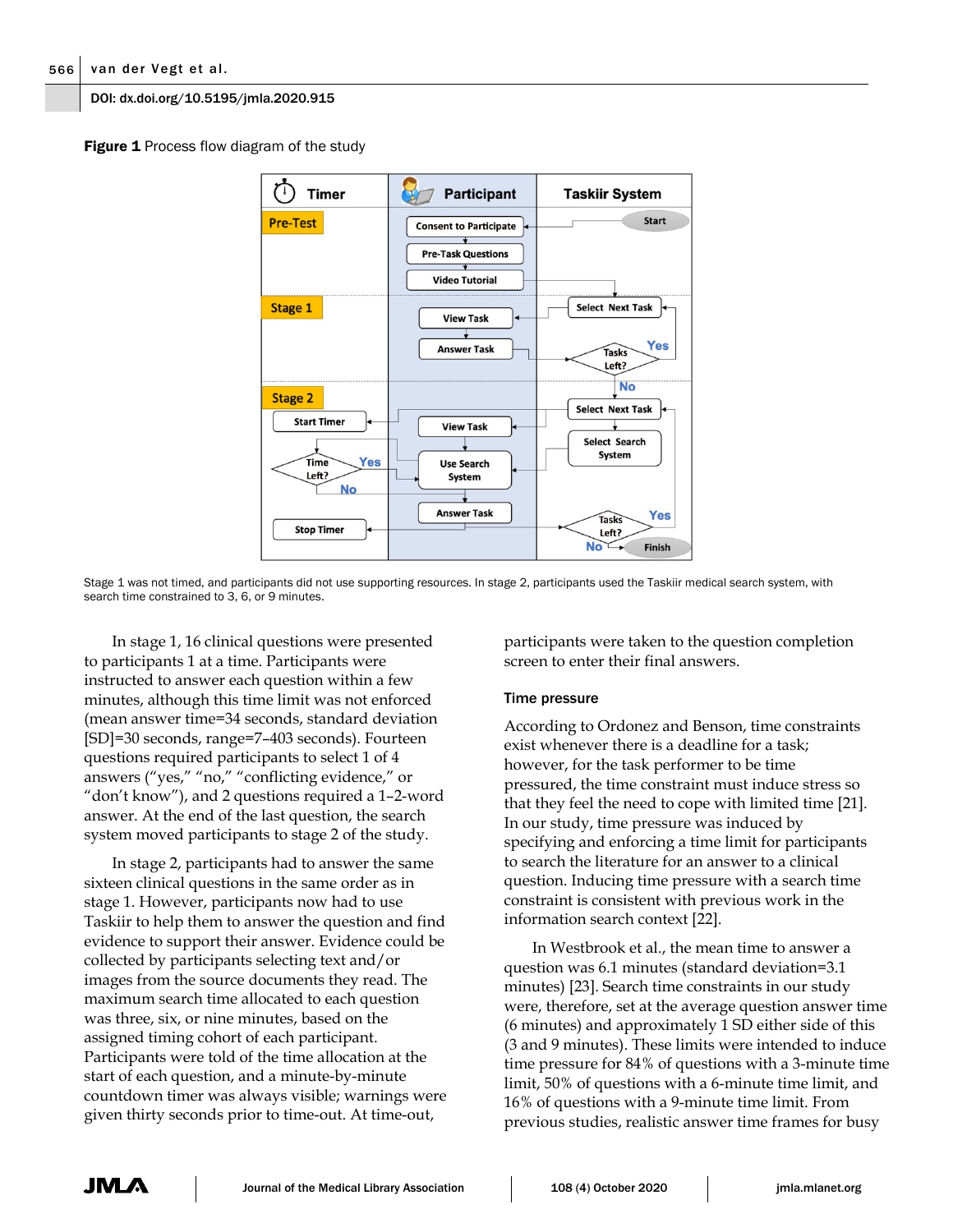**Figure 1** Process flow diagram of the study

Stage 1 was not timed, and participants did not use supporting resources. In stage 2, participants used the Taskiir medical search system, with search time constrained to 3, 6, or 9 minutes.

In stage 1, 16 clinical questions were presented to participants 1 at a time. Participants were instructed to answer each question within a few minutes, although this time limit was not enforced (mean answer time=34 seconds, standard deviation [SD]=30 seconds, range=7–403 seconds). Fourteen questions required participants to select 1 of 4 answers ("yes," "no," "conflicting evidence," or "don't know"), and 2 questions required a 1–2-word answer. At the end of the last question, the search system moved participants to stage 2 of the study.

In stage 2, participants had to answer the same sixteen clinical questions in the same order as in stage 1. However, participants now had to use Taskiir to help them to answer the question and find evidence to support their answer. Evidence could be collected by participants selecting text and/or images from the source documents they read. The maximum search time allocated to each question was three, six, or nine minutes, based on the assigned timing cohort of each participant. Participants were told of the time allocation at the start of each question, and a minute-by-minute countdown timer was always visible; warnings were given thirty seconds prior to time-out. At time-out, participants were taken to the question completion screen to enter their final answers.

### Time pressure

According to Ordonez and Benson, time constraints exist whenever there is a deadline for a task; however, for the task performer to be time pressured, the time constraint must induce stress so that they feel the need to cope with limited time [21]. In our study, time pressure was induced by specifying and enforcing a time limit for participants to search the literature for an answer to a clinical question. Inducing time pressure with a search time constraint is consistent with previous work in the information search context [22].

In Westbrook et al., the mean time to answer a question was 6.1 minutes (standard deviation=3.1 minutes) [23]. Search time constraints in our study were, therefore, set at the average question answer time (6 minutes) and approximately 1 SD either side of this (3 and 9 minutes). These limits were intended to induce time pressure for 84% of questions with a 3-minute time limit, 50% of questions with a 6-minute time limit, and 16% of questions with a 9-minute time limit. From previous studies, realistic answer time frames for busy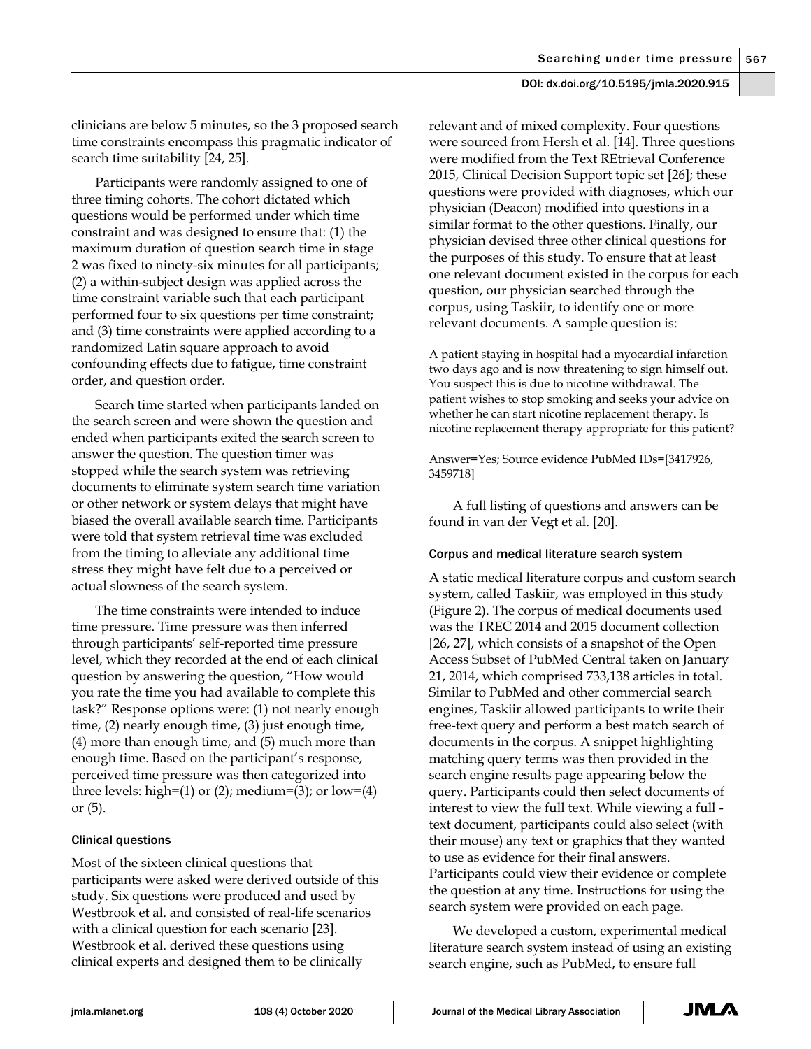clinicians are below 5 minutes, so the 3 proposed search time constraints encompass this pragmatic indicator of search time suitability [24, 25].

Participants were randomly assigned to one of three timing cohorts. The cohort dictated which questions would be performed under which time constraint and was designed to ensure that: (1) the maximum duration of question search time in stage 2 was fixed to ninety-six minutes for all participants; (2) a within-subject design was applied across the time constraint variable such that each participant performed four to six questions per time constraint; and (3) time constraints were applied according to a randomized Latin square approach to avoid confounding effects due to fatigue, time constraint order, and question order.

Search time started when participants landed on the search screen and were shown the question and ended when participants exited the search screen to answer the question. The question timer was stopped while the search system was retrieving documents to eliminate system search time variation or other network or system delays that might have biased the overall available search time. Participants were told that system retrieval time was excluded from the timing to alleviate any additional time stress they might have felt due to a perceived or actual slowness of the search system.

The time constraints were intended to induce time pressure. Time pressure was then inferred through participants' self-reported time pressure level, which they recorded at the end of each clinical question by answering the question, "How would you rate the time you had available to complete this task?" Response options were: (1) not nearly enough time, (2) nearly enough time, (3) just enough time, (4) more than enough time, and (5) much more than enough time. Based on the participant's response, perceived time pressure was then categorized into three levels: high=(1) or (2); medium=(3); or low=(4) or (5).

### Clinical questions

Most of the sixteen clinical questions that participants were asked were derived outside of this study. Six questions were produced and used by Westbrook et al. and consisted of real-life scenarios with a clinical question for each scenario [23]. Westbrook et al. derived these questions using clinical experts and designed them to be clinically relevant and of mixed complexity. Four questions were sourced from Hersh et al. [14]. Three questions were modified from the Text REtrieval Conference 2015, Clinical Decision Support topic set [26]; these questions were provided with diagnoses, which our physician (Deacon) modified into questions in a similar format to the other questions. Finally, our physician devised three other clinical questions for the purposes of this study. To ensure that at least one relevant document existed in the corpus for each question, our physician searched through the corpus, using Taskiir, to identify one or more relevant documents. A sample question is:

A patient staying in hospital had a myocardial infarction two days ago and is now threatening to sign himself out. You suspect this is due to nicotine withdrawal. The patient wishes to stop smoking and seeks your advice on whether he can start nicotine replacement therapy. Is nicotine replacement therapy appropriate for this patient?

Answer=Yes; Source evidence PubMed IDs=[3417926, 3459718]

A full listing of questions and answers can be found in van der Vegt et al. [20].

### Corpus and medical literature search system

A static medical literature corpus and custom search system, called Taskiir, was employed in this study (Figure 2). The corpus of medical documents used was the TREC 2014 and 2015 document collection [26, 27], which consists of a snapshot of the Open Access Subset of PubMed Central taken on January 21, 2014, which comprised 733,138 articles in total. Similar to PubMed and other commercial search engines, Taskiir allowed participants to write their free-text query and perform a best match search of documents in the corpus. A snippet highlighting matching query terms was then provided in the search engine results page appearing below the query. Participants could then select documents of interest to view the full text. While viewing a full-text document, participants could also select (with their mouse) any text or graphics that they wanted to use as evidence for their final answers. Participants could view their evidence or complete the question at any time. Instructions for using the search system were provided on each page.

We developed a custom, experimental medical literature search system instead of using an existing search engine, such as PubMed, to ensure full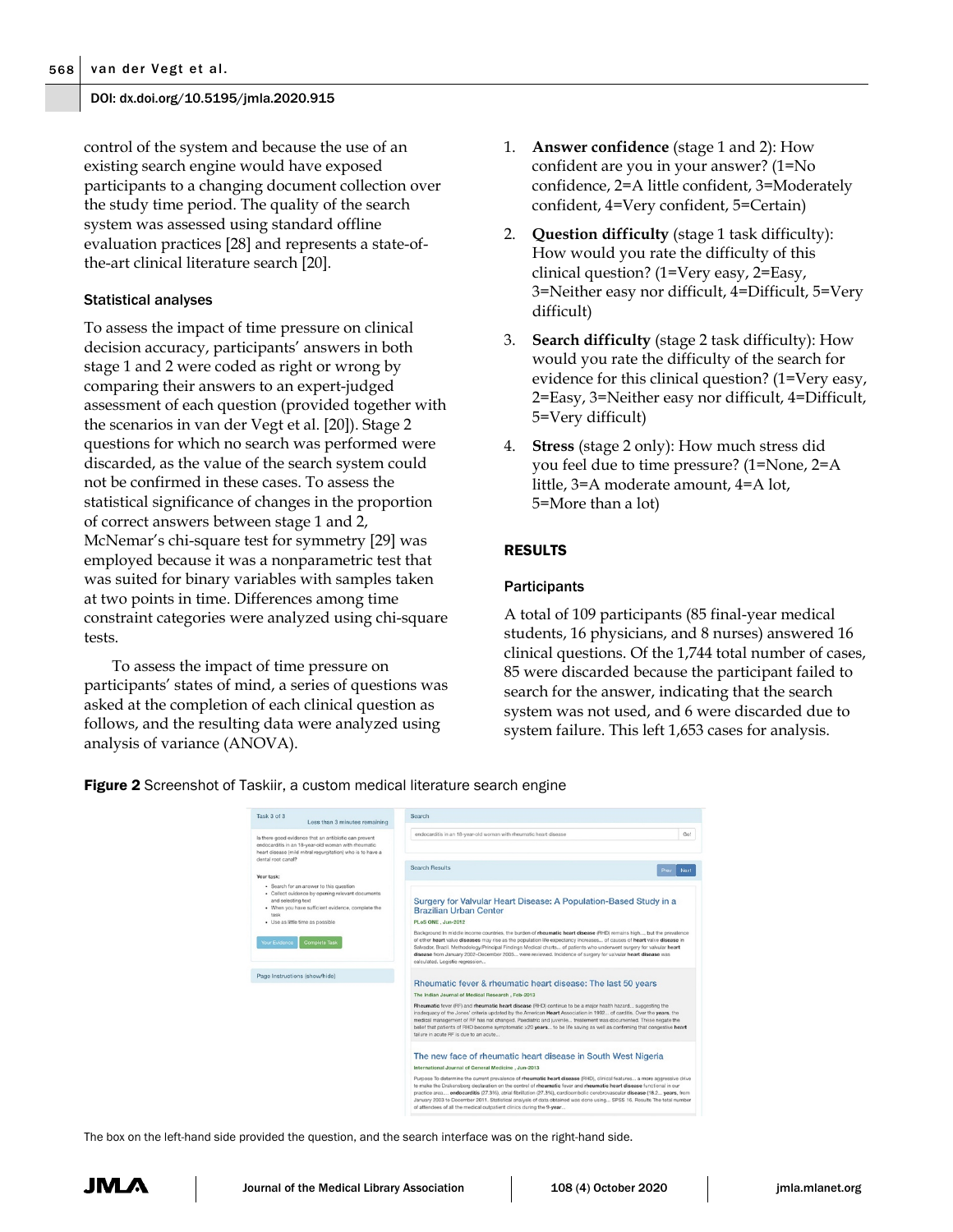control of the system and because the use of an existing search engine would have exposed participants to a changing document collection over the study time period. The quality of the search system was assessed using standard offline evaluation practices [28] and represents a state-of-the-art clinical literature search [20].

### Statistical analyses

To assess the impact of time pressure on clinical decision accuracy, participants' answers in both stage 1 and 2 were coded as right or wrong by comparing their answers to an expert-judged assessment of each question (provided together with the scenarios in van der Vegt et al. [20]). Stage 2 questions for which no search was performed were discarded, as the value of the search system could not be confirmed in these cases. To assess the statistical significance of changes in the proportion of correct answers between stage 1 and 2, McNemar's chi-square test for symmetry [29] was employed because it was a nonparametric test that was suited for binary variables with samples taken at two points in time. Differences among time constraint categories were analyzed using chi-square tests.

To assess the impact of time pressure on participants' states of mind, a series of questions was asked at the completion of each clinical question as follows, and the resulting data were analyzed using analysis of variance (ANOVA).

1. **Answer confidence** (stage 1 and 2): How confident are you in your answer? (1=No confidence, 2=A little confident, 3=Moderately confident, 4=Very confident, 5=Certain)
2. **Question difficulty** (stage 1 task difficulty): How would you rate the difficulty of this clinical question? (1=Very easy, 2=Easy, 3=Neither easy nor difficult, 4=Difficult, 5=Very difficult)
3. **Search difficulty** (stage 2 task difficulty): How would you rate the difficulty of the search for evidence for this clinical question? (1=Very easy, 2=Easy, 3=Neither easy nor difficult, 4=Difficult, 5=Very difficult)
4. **Stress** (stage 2 only): How much stress did you feel due to time pressure? (1=None, 2=A little, 3=A moderate amount, 4=A lot, 5=More than a lot)

## RESULTS

### Participants

A total of 109 participants (85 final-year medical students, 16 physicians, and 8 nurses) answered 16 clinical questions. Of the 1,744 total number of cases, 85 were discarded because the participant failed to search for the answer, indicating that the search system was not used, and 6 were discarded due to system failure. This left 1,653 cases for analysis.

**Figure 2** Screenshot of Taskiir, a custom medical literature search engine

The box on the left-hand side provided the question, and the search interface was on the right-hand side.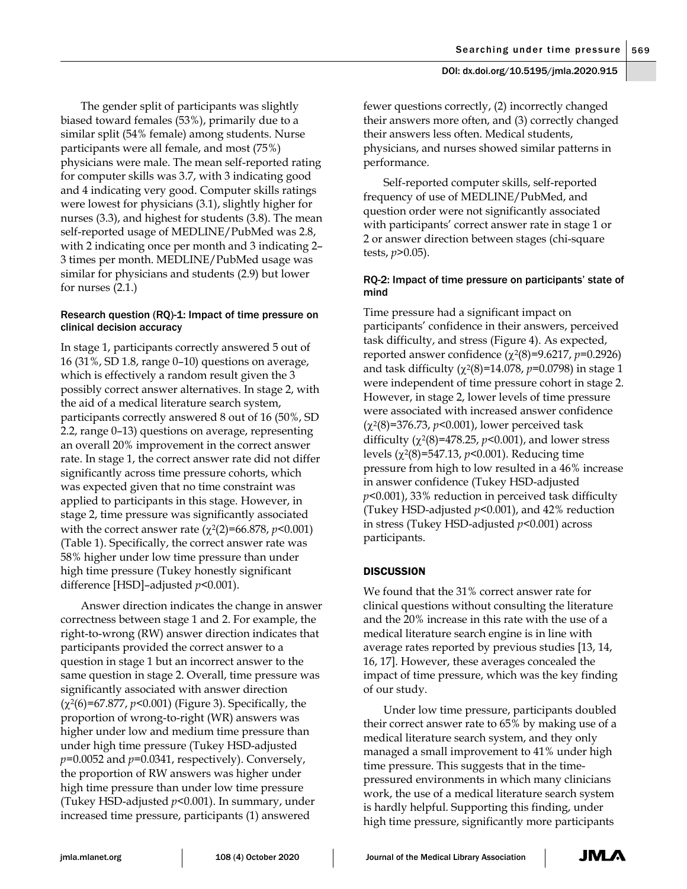The gender split of participants was slightly biased toward females (53%), primarily due to a similar split (54% female) among students. Nurse participants were all female, and most (75%) physicians were male. The mean self-reported rating for computer skills was 3.7, with 3 indicating good and 4 indicating very good. Computer skills ratings were lowest for physicians (3.1), slightly higher for nurses (3.3), and highest for students (3.8). The mean self-reported usage of MEDLINE/PubMed was 2.8, with 2 indicating once per month and 3 indicating 2–3 times per month. MEDLINE/PubMed usage was similar for physicians and students (2.9) but lower for nurses (2.1.)

#### Research question (RQ)-1: Impact of time pressure on clinical decision accuracy

In stage 1, participants correctly answered 5 out of 16 (31%, SD 1.8, range 0–10) questions on average, which is effectively a random result given the 3 possibly correct answer alternatives. In stage 2, with the aid of a medical literature search system, participants correctly answered 8 out of 16 (50%, SD 2.2, range 0–13) questions on average, representing an overall 20% improvement in the correct answer rate. In stage 1, the correct answer rate did not differ significantly across time pressure cohorts, which was expected given that no time constraint was applied to participants in this stage. However, in stage 2, time pressure was significantly associated with the correct answer rate ($\chi^2(2)=66.878$, $p<0.001$) (Table 1). Specifically, the correct answer rate was 58% higher under low time pressure than under high time pressure (Tukey honestly significant difference [HSD]–adjusted $p<0.001$).

Answer direction indicates the change in answer correctness between stage 1 and 2. For example, the right-to-wrong (RW) answer direction indicates that participants provided the correct answer to a question in stage 1 but an incorrect answer to the same question in stage 2. Overall, time pressure was significantly associated with answer direction ($\chi^2(6)=67.877$, $p<0.001$) (Figure 3). Specifically, the proportion of wrong-to-right (WR) answers was higher under low and medium time pressure than under high time pressure (Tukey HSD-adjusted $p=0.0052$ and $p=0.0341$, respectively). Conversely, the proportion of RW answers was higher under high time pressure than under low time pressure (Tukey HSD-adjusted $p<0.001$). In summary, under increased time pressure, participants (1) answered fewer questions correctly, (2) incorrectly changed their answers more often, and (3) correctly changed their answers less often. Medical students, physicians, and nurses showed similar patterns in performance.

Self-reported computer skills, self-reported frequency of use of MEDLINE/PubMed, and question order were not significantly associated with participants' correct answer rate in stage 1 or 2 or answer direction between stages (chi-square tests, $p>0.05$).

#### RQ-2: Impact of time pressure on participants' state of mind

Time pressure had a significant impact on participants' confidence in their answers, perceived task difficulty, and stress (Figure 4). As expected, reported answer confidence ($\chi^2(8)=9.6217$, $p=0.2926$) and task difficulty ($\chi^2(8)=14.078$, $p=0.0798$) in stage 1 were independent of time pressure cohort in stage 2. However, in stage 2, lower levels of time pressure were associated with increased answer confidence ($\chi^2(8)=376.73$, $p<0.001$), lower perceived task difficulty ($\chi^2(8)=478.25$, $p<0.001$), and lower stress levels ($\chi^2(8)=547.13$, $p<0.001$). Reducing time pressure from high to low resulted in a 46% increase in answer confidence (Tukey HSD-adjusted $p<0.001$), 33% reduction in perceived task difficulty (Tukey HSD-adjusted $p<0.001$), and 42% reduction in stress (Tukey HSD-adjusted $p<0.001$) across participants.

### DISCUSSION

We found that the 31% correct answer rate for clinical questions without consulting the literature and the 20% increase in this rate with the use of a medical literature search engine is in line with average rates reported by previous studies [13, 14, 16, 17]. However, these averages concealed the impact of time pressure, which was the key finding of our study.

Under low time pressure, participants doubled their correct answer rate to 65% by making use of a medical literature search system, and they only managed a small improvement to 41% under high time pressure. This suggests that in the time-pressured environments in which many clinicians work, the use of a medical literature search system is hardly helpful. Supporting this finding, under high time pressure, significantly more participants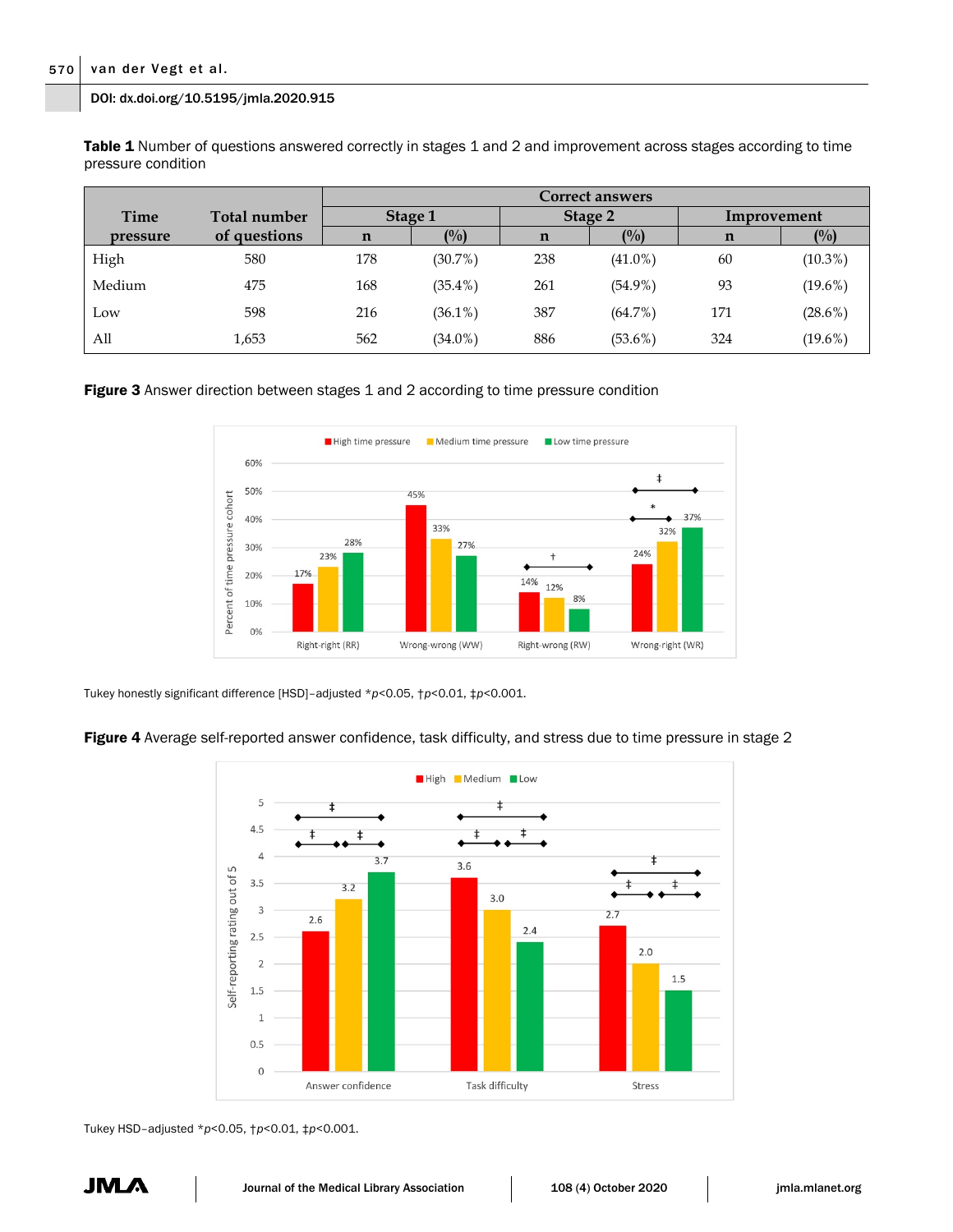**Table 1** Number of questions answered correctly in stages 1 and 2 and improvement across stages according to time pressure condition

| Time pressure | Total number of questions | Correct answers | | | | | |
|---|---|---|---|---|---|---|---|
| | | Stage 1 | | Stage 2 | | Improvement | |
| | | n | (%) | n | (%) | n | (%) |
| High | 580 | 178 | (30.7%) | 238 | (41.0%) | 60 | (10.3%) |
| Medium | 475 | 168 | (35.4%) | 261 | (54.9%) | 93 | (19.6%) |
| Low | 598 | 216 | (36.1%) | 387 | (64.7%) | 171 | (28.6%) |
| All | 1,653 | 562 | (34.0%) | 886 | (53.6%) | 324 | (19.6%) |

**Figure 3** Answer direction between stages 1 and 2 according to time pressure condition

Tukey honestly significant difference [HSD]–adjusted \*$p<0.05$, †$p<0.01$, ‡$p<0.001$.

**Figure 4** Average self-reported answer confidence, task difficulty, and stress due to time pressure in stage 2

Tukey HSD–adjusted \*$p<0.05$, †$p<0.01$, ‡$p<0.001$.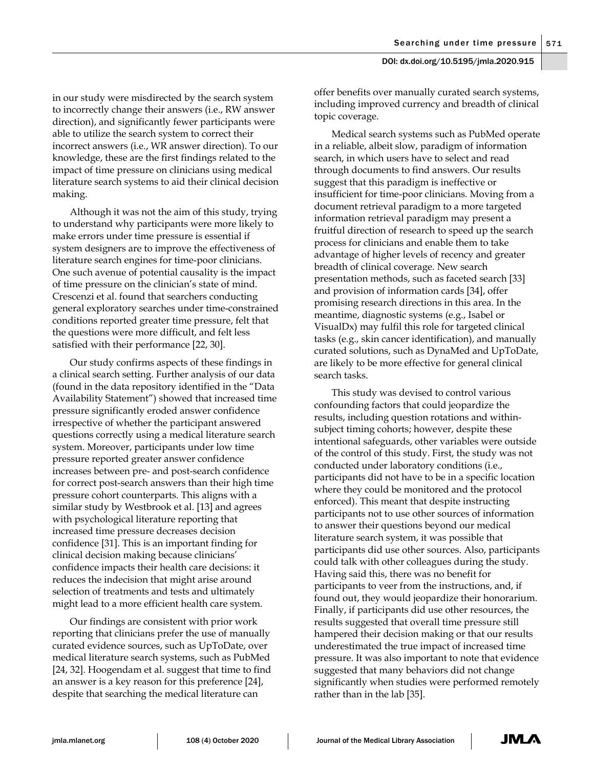in our study were misdirected by the search system to incorrectly change their answers (i.e., RW answer direction), and significantly fewer participants were able to utilize the search system to correct their incorrect answers (i.e., WR answer direction). To our knowledge, these are the first findings related to the impact of time pressure on clinicians using medical literature search systems to aid their clinical decision making.

Although it was not the aim of this study, trying to understand why participants were more likely to make errors under time pressure is essential if system designers are to improve the effectiveness of literature search engines for time-poor clinicians. One such avenue of potential causality is the impact of time pressure on the clinician's state of mind. Crescenzi et al. found that searchers conducting general exploratory searches under time-constrained conditions reported greater time pressure, felt that the questions were more difficult, and felt less satisfied with their performance [22, 30].

Our study confirms aspects of these findings in a clinical search setting. Further analysis of our data (found in the data repository identified in the "Data Availability Statement") showed that increased time pressure significantly eroded answer confidence irrespective of whether the participant answered questions correctly using a medical literature search system. Moreover, participants under low time pressure reported greater answer confidence increases between pre- and post-search confidence for correct post-search answers than their high time pressure cohort counterparts. This aligns with a similar study by Westbrook et al. [13] and agrees with psychological literature reporting that increased time pressure decreases decision confidence [31]. This is an important finding for clinical decision making because clinicians' confidence impacts their health care decisions: it reduces the indecision that might arise around selection of treatments and tests and ultimately might lead to a more efficient health care system.

Our findings are consistent with prior work reporting that clinicians prefer the use of manually curated evidence sources, such as UpToDate, over medical literature search systems, such as PubMed [24, 32]. Hoogendam et al. suggest that time to find an answer is a key reason for this preference [24], despite that searching the medical literature can offer benefits over manually curated search systems, including improved currency and breadth of clinical topic coverage.

Medical search systems such as PubMed operate in a reliable, albeit slow, paradigm of information search, in which users have to select and read through documents to find answers. Our results suggest that this paradigm is ineffective or insufficient for time-poor clinicians. Moving from a document retrieval paradigm to a more targeted information retrieval paradigm may present a fruitful direction of research to speed up the search process for clinicians and enable them to take advantage of higher levels of recency and greater breadth of clinical coverage. New search presentation methods, such as faceted search [33] and provision of information cards [34], offer promising research directions in this area. In the meantime, diagnostic systems (e.g., Isabel or VisualDx) may fulfil this role for targeted clinical tasks (e.g., skin cancer identification), and manually curated solutions, such as DynaMed and UpToDate, are likely to be more effective for general clinical search tasks.

This study was devised to control various confounding factors that could jeopardize the results, including question rotations and within-subject timing cohorts; however, despite these intentional safeguards, other variables were outside of the control of this study. First, the study was not conducted under laboratory conditions (i.e., participants did not have to be in a specific location where they could be monitored and the protocol enforced). This meant that despite instructing participants not to use other sources of information to answer their questions beyond our medical literature search system, it was possible that participants did use other sources. Also, participants could talk with other colleagues during the study. Having said this, there was no benefit for participants to veer from the instructions, and, if found out, they would jeopardize their honorarium. Finally, if participants did use other resources, the results suggested that overall time pressure still hampered their decision making or that our results underestimated the true impact of increased time pressure. It was also important to note that evidence suggested that many behaviors did not change significantly when studies were performed remotely rather than in the lab [35].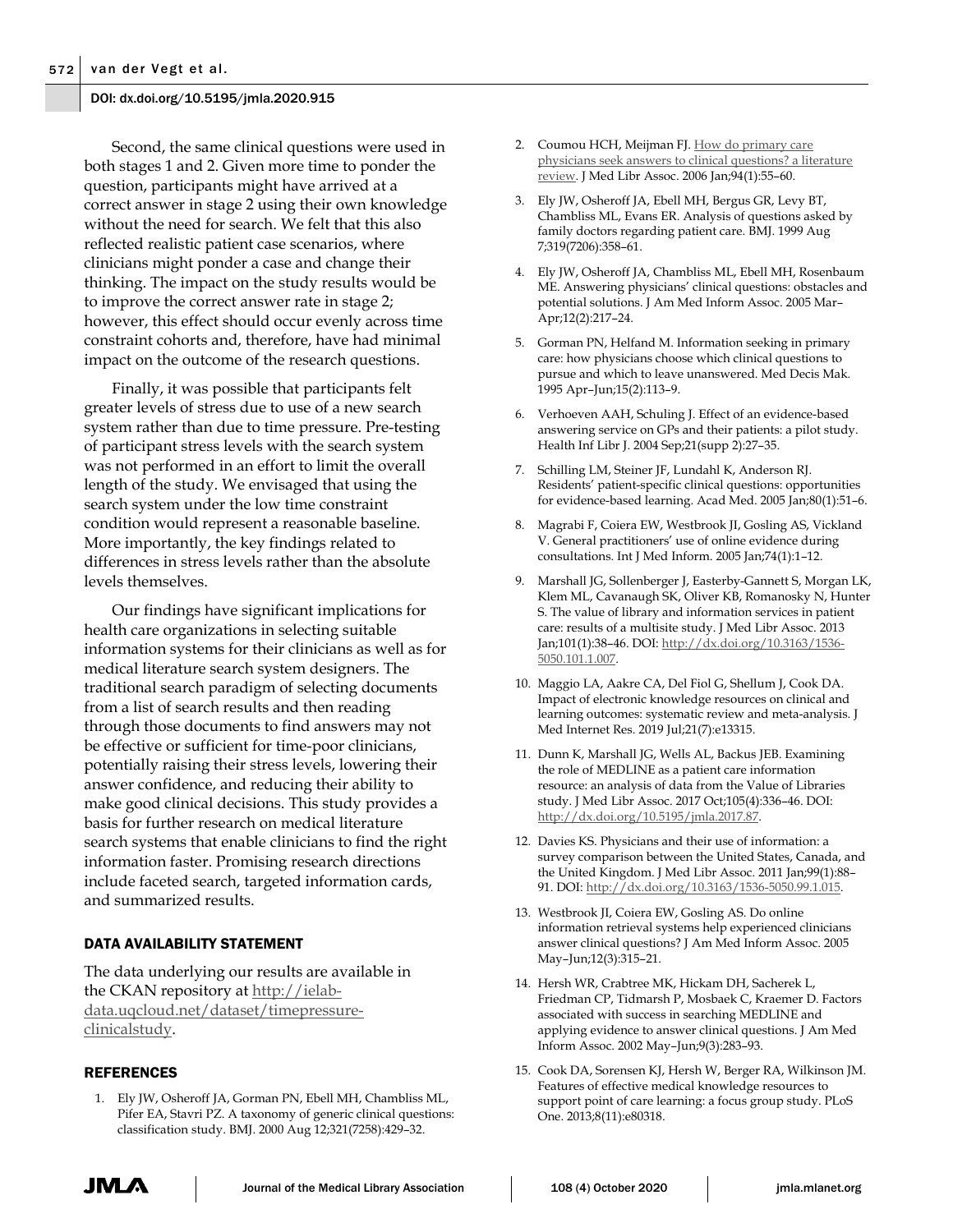Second, the same clinical questions were used in both stages 1 and 2. Given more time to ponder the question, participants might have arrived at a correct answer in stage 2 using their own knowledge without the need for search. We felt that this also reflected realistic patient case scenarios, where clinicians might ponder a case and change their thinking. The impact on the study results would be to improve the correct answer rate in stage 2; however, this effect should occur evenly across time constraint cohorts and, therefore, have had minimal impact on the outcome of the research questions.

Finally, it was possible that participants felt greater levels of stress due to use of a new search system rather than due to time pressure. Pre-testing of participant stress levels with the search system was not performed in an effort to limit the overall length of the study. We envisaged that using the search system under the low time constraint condition would represent a reasonable baseline. More importantly, the key findings related to differences in stress levels rather than the absolute levels themselves.

Our findings have significant implications for health care organizations in selecting suitable information systems for their clinicians as well as for medical literature search system designers. The traditional search paradigm of selecting documents from a list of search results and then reading through those documents to find answers may not be effective or sufficient for time-poor clinicians, potentially raising their stress levels, lowering their answer confidence, and reducing their ability to make good clinical decisions. This study provides a basis for further research on medical literature search systems that enable clinicians to find the right information faster. Promising research directions include faceted search, targeted information cards, and summarized results.

## DATA AVAILABILITY STATEMENT

The data underlying our results are available in the CKAN repository at http://ielab-data.uqcloud.net/dataset/timepressure-clinicalstudy.

## REFERENCES

1. Ely JW, Osheroff JA, Gorman PN, Ebell MH, Chambliss ML, Pifer EA, Stavri PZ. A taxonomy of generic clinical questions: classification study. BMJ. 2000 Aug 12;321(7258):429–32.
2. Coumou HCH, Meijman FJ. How do primary care physicians seek answers to clinical questions? a literature review. J Med Libr Assoc. 2006 Jan;94(1):55–60.
3. Ely JW, Osheroff JA, Ebell MH, Bergus GR, Levy BT, Chambliss ML, Evans ER. Analysis of questions asked by family doctors regarding patient care. BMJ. 1999 Aug 7;319(7206):358–61.
4. Ely JW, Osheroff JA, Chambliss ML, Ebell MH, Rosenbaum ME. Answering physicians' clinical questions: obstacles and potential solutions. J Am Med Inform Assoc. 2005 Mar–Apr;12(2):217–24.
5. Gorman PN, Helfand M. Information seeking in primary care: how physicians choose which clinical questions to pursue and which to leave unanswered. Med Decis Mak. 1995 Apr–Jun;15(2):113–9.
6. Verhoeven AAH, Schuling J. Effect of an evidence-based answering service on GPs and their patients: a pilot study. Health Inf Libr J. 2004 Sep;21(supp 2):27–35.
7. Schilling LM, Steiner JF, Lundahl K, Anderson RJ. Residents' patient-specific clinical questions: opportunities for evidence-based learning. Acad Med. 2005 Jan;80(1):51–6.
8. Magrabi F, Coiera EW, Westbrook JI, Gosling AS, Vickland V. General practitioners' use of online evidence during consultations. Int J Med Inform. 2005 Jan;74(1):1–12.
9. Marshall JG, Sollenberger J, Easterby-Gannett S, Morgan LK, Klem ML, Cavanaugh SK, Oliver KB, Romanosky N, Hunter S. The value of library and information services in patient care: results of a multisite study. J Med Libr Assoc. 2013 Jan;101(1):38–46. DOI: http://dx.doi.org/10.3163/1536-5050.101.1.007.
10. Maggio LA, Aakre CA, Del Fiol G, Shellum J, Cook DA. Impact of electronic knowledge resources on clinical and learning outcomes: systematic review and meta-analysis. J Med Internet Res. 2019 Jul;21(7):e13315.
11. Dunn K, Marshall JG, Wells AL, Backus JEB. Examining the role of MEDLINE as a patient care information resource: an analysis of data from the Value of Libraries study. J Med Libr Assoc. 2017 Oct;105(4):336–46. DOI: http://dx.doi.org/10.5195/jmla.2017.87.
12. Davies KS. Physicians and their use of information: a survey comparison between the United States, Canada, and the United Kingdom. J Med Libr Assoc. 2011 Jan;99(1):88–91. DOI: http://dx.doi.org/10.3163/1536-5050.99.1.015.
13. Westbrook JI, Coiera EW, Gosling AS. Do online information retrieval systems help experienced clinicians answer clinical questions? J Am Med Inform Assoc. 2005 May–Jun;12(3):315–21.
14. Hersh WR, Crabtree MK, Hickam DH, Sacherek L, Friedman CP, Tidmarsh P, Mosbaek C, Kraemer D. Factors associated with success in searching MEDLINE and applying evidence to answer clinical questions. J Am Med Inform Assoc. 2002 May–Jun;9(3):283–93.
15. Cook DA, Sorensen KJ, Hersh W, Berger RA, Wilkinson JM. Features of effective medical knowledge resources to support point of care learning: a focus group study. PLoS One. 2013;8(11):e80318.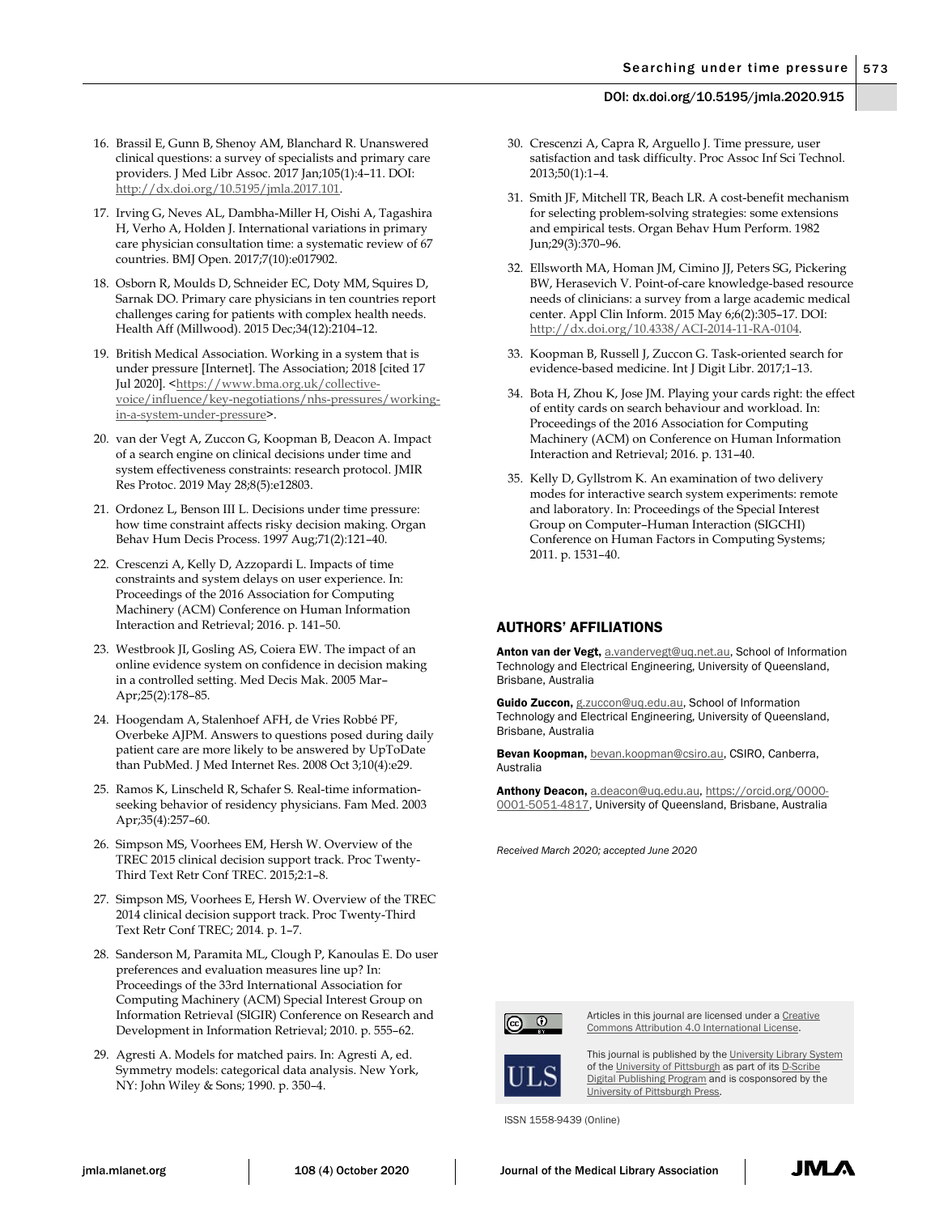16. Brassil E, Gunn B, Shenoy AM, Blanchard R. Unanswered clinical questions: a survey of specialists and primary care providers. J Med Libr Assoc. 2017 Jan;105(1):4–11. DOI: http://dx.doi.org/10.5195/jmla.2017.101.

17. Irving G, Neves AL, Dambha-Miller H, Oishi A, Tagashira H, Verho A, Holden J. International variations in primary care physician consultation time: a systematic review of 67 countries. BMJ Open. 2017;7(10):e017902.

18. Osborn R, Moulds D, Schneider EC, Doty MM, Squires D, Sarnak DO. Primary care physicians in ten countries report challenges caring for patients with complex health needs. Health Aff (Millwood). 2015 Dec;34(12):2104–12.

19. British Medical Association. Working in a system that is under pressure [Internet]. The Association; 2018 [cited 17 Jul 2020]. <https://www.bma.org.uk/collective-voice/influence/key-negotiations/nhs-pressures/working-in-a-system-under-pressure>.

20. van der Vegt A, Zuccon G, Koopman B, Deacon A. Impact of a search engine on clinical decisions under time and system effectiveness constraints: research protocol. JMIR Res Protoc. 2019 May 28;8(5):e12803.

21. Ordonez L, Benson III L. Decisions under time pressure: how time constraint affects risky decision making. Organ Behav Hum Decis Process. 1997 Aug;71(2):121–40.

22. Crescenzi A, Kelly D, Azzopardi L. Impacts of time constraints and system delays on user experience. In: Proceedings of the 2016 Association for Computing Machinery (ACM) Conference on Human Information Interaction and Retrieval; 2016. p. 141–50.

23. Westbrook JI, Gosling AS, Coiera EW. The impact of an online evidence system on confidence in decision making in a controlled setting. Med Decis Mak. 2005 Mar–Apr;25(2):178–85.

24. Hoogendam A, Stalenhoef AFH, de Vries Robbé PF, Overbeke AJPM. Answers to questions posed during daily patient care are more likely to be answered by UpToDate than PubMed. J Med Internet Res. 2008 Oct 3;10(4):e29.

25. Ramos K, Linscheld R, Schafer S. Real-time information-seeking behavior of residency physicians. Fam Med. 2003 Apr;35(4):257–60.

26. Simpson MS, Voorhees EM, Hersh W. Overview of the TREC 2015 clinical decision support track. Proc Twenty-Third Text Retr Conf TREC. 2015;2:1–8.

27. Simpson MS, Voorhees E, Hersh W. Overview of the TREC 2014 clinical decision support track. Proc Twenty-Third Text Retr Conf TREC; 2014. p. 1–7.

28. Sanderson M, Paramita ML, Clough P, Kanoulas E. Do user preferences and evaluation measures line up? In: Proceedings of the 33rd International Association for Computing Machinery (ACM) Special Interest Group on Information Retrieval (SIGIR) Conference on Research and Development in Information Retrieval; 2010. p. 555–62.

29. Agresti A. Models for matched pairs. In: Agresti A, ed. Symmetry models: categorical data analysis. New York, NY: John Wiley & Sons; 1990. p. 350–4.

30. Crescenzi A, Capra R, Arguello J. Time pressure, user satisfaction and task difficulty. Proc Assoc Inf Sci Technol. 2013;50(1):1–4.

31. Smith JF, Mitchell TR, Beach LR. A cost-benefit mechanism for selecting problem-solving strategies: some extensions and empirical tests. Organ Behav Hum Perform. 1982 Jun;29(3):370–96.

32. Ellsworth MA, Homan JM, Cimino JJ, Peters SG, Pickering BW, Herasevich V. Point-of-care knowledge-based resource needs of clinicians: a survey from a large academic medical center. Appl Clin Inform. 2015 May 6;6(2):305–17. DOI: http://dx.doi.org/10.4338/ACI-2014-11-RA-0104.

33. Koopman B, Russell J, Zuccon G. Task-oriented search for evidence-based medicine. Int J Digit Libr. 2017;1–13.

34. Bota H, Zhou K, Jose JM. Playing your cards right: the effect of entity cards on search behaviour and workload. In: Proceedings of the 2016 Association for Computing Machinery (ACM) on Conference on Human Information Interaction and Retrieval; 2016. p. 131–40.

35. Kelly D, Gyllstrom K. An examination of two delivery modes for interactive search system experiments: remote and laboratory. In: Proceedings of the Special Interest Group on Computer–Human Interaction (SIGCHI) Conference on Human Factors in Computing Systems; 2011. p. 1531–40.

## AUTHORS' AFFILIATIONS

**Anton van der Vegt,** a.vandervegt@uq.net.au, School of Information Technology and Electrical Engineering, University of Queensland, Brisbane, Australia

**Guido Zuccon,** g.zuccon@uq.edu.au, School of Information Technology and Electrical Engineering, University of Queensland, Brisbane, Australia

**Bevan Koopman,** bevan.koopman@csiro.au, CSIRO, Canberra, Australia

**Anthony Deacon,** a.deacon@uq.edu.au, https://orcid.org/0000-0001-5051-4817, University of Queensland, Brisbane, Australia

*Received March 2020; accepted June 2020*

Articles in this journal are licensed under a Creative Commons Attribution 4.0 International License.

This journal is published by the University Library System of the University of Pittsburgh as part of its D-Scribe Digital Publishing Program and is cosponsored by the University of Pittsburgh Press.

ISSN 1558-9439 (Online)